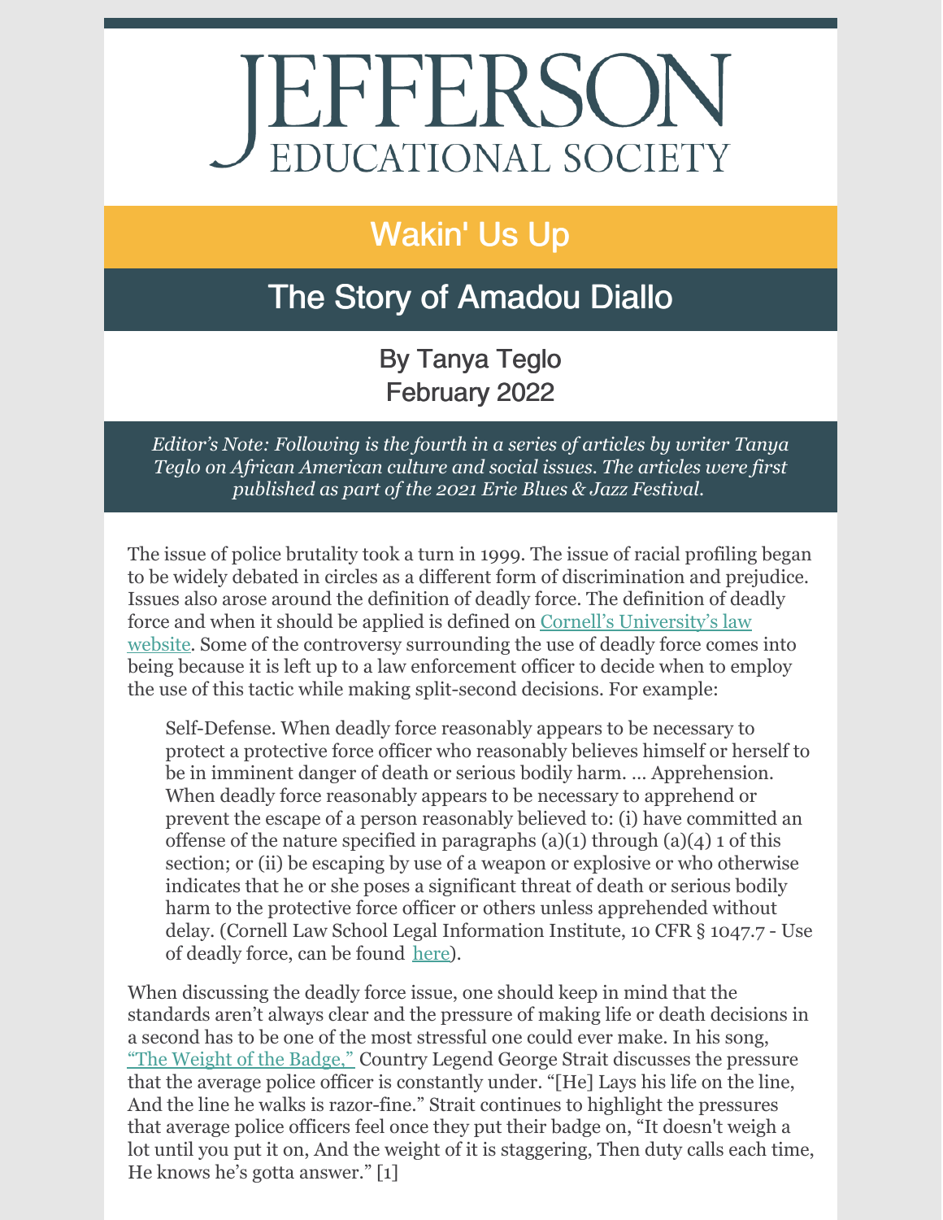# JEFFERSON
## EDUCATIONAL SOCIETY

## Wakin' Us Up

## The Story of Amadou Diallo

By Tanya Teglo
February 2022

*Editor's Note: Following is the fourth in a series of articles by writer Tanya Teglo on African American culture and social issues. The articles were first published as part of the 2021 Erie Blues & Jazz Festival.*

The issue of police brutality took a turn in 1999. The issue of racial profiling began to be widely debated in circles as a different form of discrimination and prejudice. Issues also arose around the definition of deadly force. The definition of deadly force and when it should be applied is defined on Cornell's University's law website. Some of the controversy surrounding the use of deadly force comes into being because it is left up to a law enforcement officer to decide when to employ the use of this tactic while making split-second decisions. For example:

> Self-Defense. When deadly force reasonably appears to be necessary to protect a protective force officer who reasonably believes himself or herself to be in imminent danger of death or serious bodily harm. … Apprehension. When deadly force reasonably appears to be necessary to apprehend or prevent the escape of a person reasonably believed to: (i) have committed an offense of the nature specified in paragraphs (a)(1) through (a)(4) 1 of this section; or (ii) be escaping by use of a weapon or explosive or who otherwise indicates that he or she poses a significant threat of death or serious bodily harm to the protective force officer or others unless apprehended without delay. (Cornell Law School Legal Information Institute, 10 CFR § 1047.7 - Use of deadly force, can be found here).

When discussing the deadly force issue, one should keep in mind that the standards aren't always clear and the pressure of making life or death decisions in a second has to be one of the most stressful one could ever make. In his song, "The Weight of the Badge," Country Legend George Strait discusses the pressure that the average police officer is constantly under. "[He] Lays his life on the line, And the line he walks is razor-fine." Strait continues to highlight the pressures that average police officers feel once they put their badge on, "It doesn't weigh a lot until you put it on, And the weight of it is staggering, Then duty calls each time, He knows he's gotta answer." [1]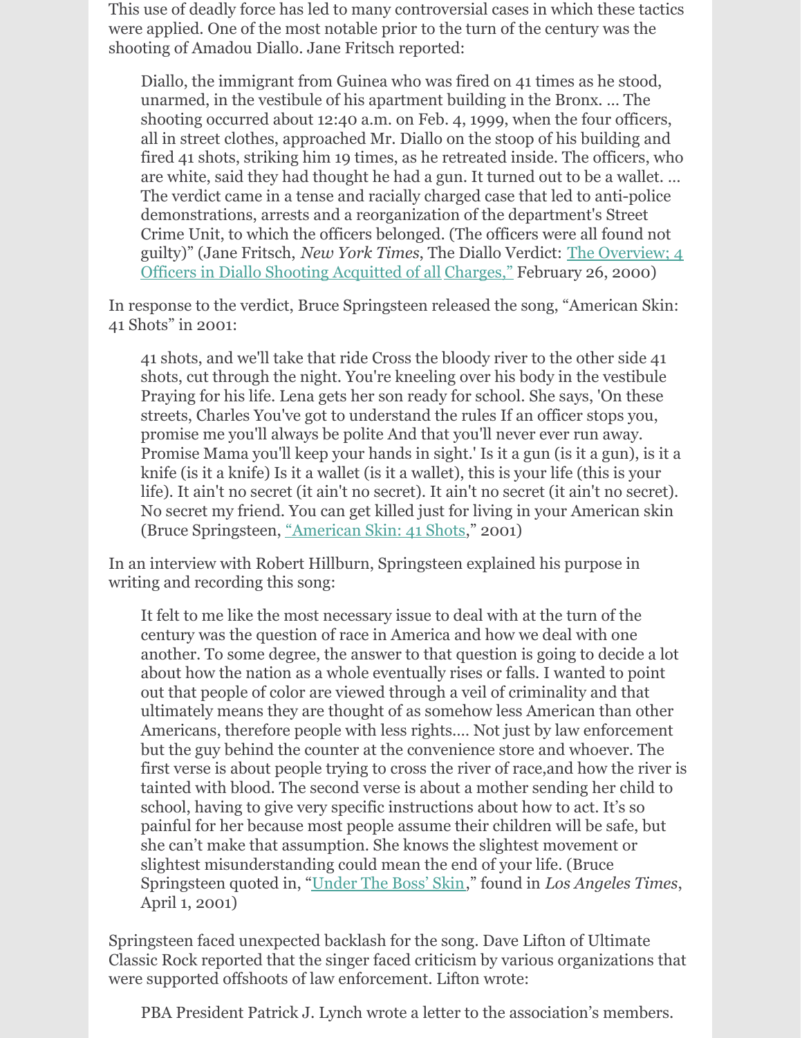This use of deadly force has led to many controversial cases in which these tactics were applied. One of the most notable prior to the turn of the century was the shooting of Amadou Diallo. Jane Fritsch reported:

> Diallo, the immigrant from Guinea who was fired on 41 times as he stood, unarmed, in the vestibule of his apartment building in the Bronx. … The shooting occurred about 12:40 a.m. on Feb. 4, 1999, when the four officers, all in street clothes, approached Mr. Diallo on the stoop of his building and fired 41 shots, striking him 19 times, as he retreated inside. The officers, who are white, said they had thought he had a gun. It turned out to be a wallet. … The verdict came in a tense and racially charged case that led to anti-police demonstrations, arrests and a reorganization of the department's Street Crime Unit, to which the officers belonged. (The officers were all found not guilty)" (Jane Fritsch, *New York Times*, The Diallo Verdict: The Overview; 4 Officers in Diallo Shooting Acquitted of all Charges," February 26, 2000)

In response to the verdict, Bruce Springsteen released the song, "American Skin: 41 Shots" in 2001:

> 41 shots, and we'll take that ride Cross the bloody river to the other side 41 shots, cut through the night. You're kneeling over his body in the vestibule Praying for his life. Lena gets her son ready for school. She says, 'On these streets, Charles You've got to understand the rules If an officer stops you, promise me you'll always be polite And that you'll never ever run away. Promise Mama you'll keep your hands in sight.' Is it a gun (is it a gun), is it a knife (is it a knife) Is it a wallet (is it a wallet), this is your life (this is your life). It ain't no secret (it ain't no secret). It ain't no secret (it ain't no secret). No secret my friend. You can get killed just for living in your American skin (Bruce Springsteen, "American Skin: 41 Shots," 2001)

In an interview with Robert Hillburn, Springsteen explained his purpose in writing and recording this song:

> It felt to me like the most necessary issue to deal with at the turn of the century was the question of race in America and how we deal with one another. To some degree, the answer to that question is going to decide a lot about how the nation as a whole eventually rises or falls. I wanted to point out that people of color are viewed through a veil of criminality and that ultimately means they are thought of as somehow less American than other Americans, therefore people with less rights.… Not just by law enforcement but the guy behind the counter at the convenience store and whoever. The first verse is about people trying to cross the river of race,and how the river is tainted with blood. The second verse is about a mother sending her child to school, having to give very specific instructions about how to act. It's so painful for her because most people assume their children will be safe, but she can't make that assumption. She knows the slightest movement or slightest misunderstanding could mean the end of your life. (Bruce Springsteen quoted in, "Under The Boss' Skin," found in *Los Angeles Times*, April 1, 2001)

Springsteen faced unexpected backlash for the song. Dave Lifton of Ultimate Classic Rock reported that the singer faced criticism by various organizations that were supported offshoots of law enforcement. Lifton wrote:

> PBA President Patrick J. Lynch wrote a letter to the association's members.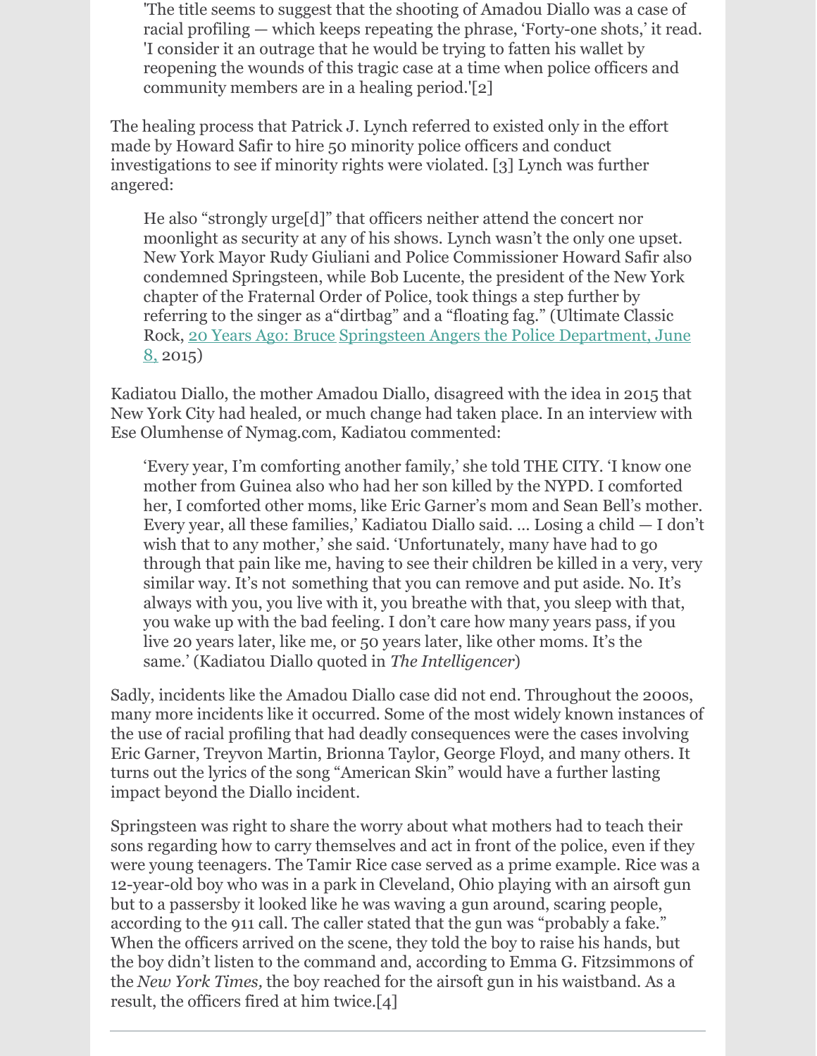> 'The title seems to suggest that the shooting of Amadou Diallo was a case of racial profiling — which keeps repeating the phrase, 'Forty-one shots,' it read. 'I consider it an outrage that he would be trying to fatten his wallet by reopening the wounds of this tragic case at a time when police officers and community members are in a healing period.'[2]

The healing process that Patrick J. Lynch referred to existed only in the effort made by Howard Safir to hire 50 minority police officers and conduct investigations to see if minority rights were violated. [3] Lynch was further angered:

> He also "strongly urge[d]" that officers neither attend the concert nor moonlight as security at any of his shows. Lynch wasn't the only one upset. New York Mayor Rudy Giuliani and Police Commissioner Howard Safir also condemned Springsteen, while Bob Lucente, the president of the New York chapter of the Fraternal Order of Police, took things a step further by referring to the singer as a"dirtbag" and a "floating fag." (Ultimate Classic Rock, 20 Years Ago: Bruce Springsteen Angers the Police Department, June 8, 2015)

Kadiatou Diallo, the mother Amadou Diallo, disagreed with the idea in 2015 that New York City had healed, or much change had taken place. In an interview with Ese Olumhense of Nymag.com, Kadiatou commented:

> 'Every year, I'm comforting another family,' she told THE CITY. 'I know one mother from Guinea also who had her son killed by the NYPD. I comforted her, I comforted other moms, like Eric Garner's mom and Sean Bell's mother. Every year, all these families,' Kadiatou Diallo said. … Losing a child — I don't wish that to any mother,' she said. 'Unfortunately, many have had to go through that pain like me, having to see their children be killed in a very, very similar way. It's not something that you can remove and put aside. No. It's always with you, you live with it, you breathe with that, you sleep with that, you wake up with the bad feeling. I don't care how many years pass, if you live 20 years later, like me, or 50 years later, like other moms. It's the same.' (Kadiatou Diallo quoted in *The Intelligencer*)

Sadly, incidents like the Amadou Diallo case did not end. Throughout the 2000s, many more incidents like it occurred. Some of the most widely known instances of the use of racial profiling that had deadly consequences were the cases involving Eric Garner, Treyvon Martin, Brionna Taylor, George Floyd, and many others. It turns out the lyrics of the song "American Skin" would have a further lasting impact beyond the Diallo incident.

Springsteen was right to share the worry about what mothers had to teach their sons regarding how to carry themselves and act in front of the police, even if they were young teenagers. The Tamir Rice case served as a prime example. Rice was a 12-year-old boy who was in a park in Cleveland, Ohio playing with an airsoft gun but to a passersby it looked like he was waving a gun around, scaring people, according to the 911 call. The caller stated that the gun was "probably a fake." When the officers arrived on the scene, they told the boy to raise his hands, but the boy didn't listen to the command and, according to Emma G. Fitzsimmons of the *New York Times,* the boy reached for the airsoft gun in his waistband. As a result, the officers fired at him twice.[4]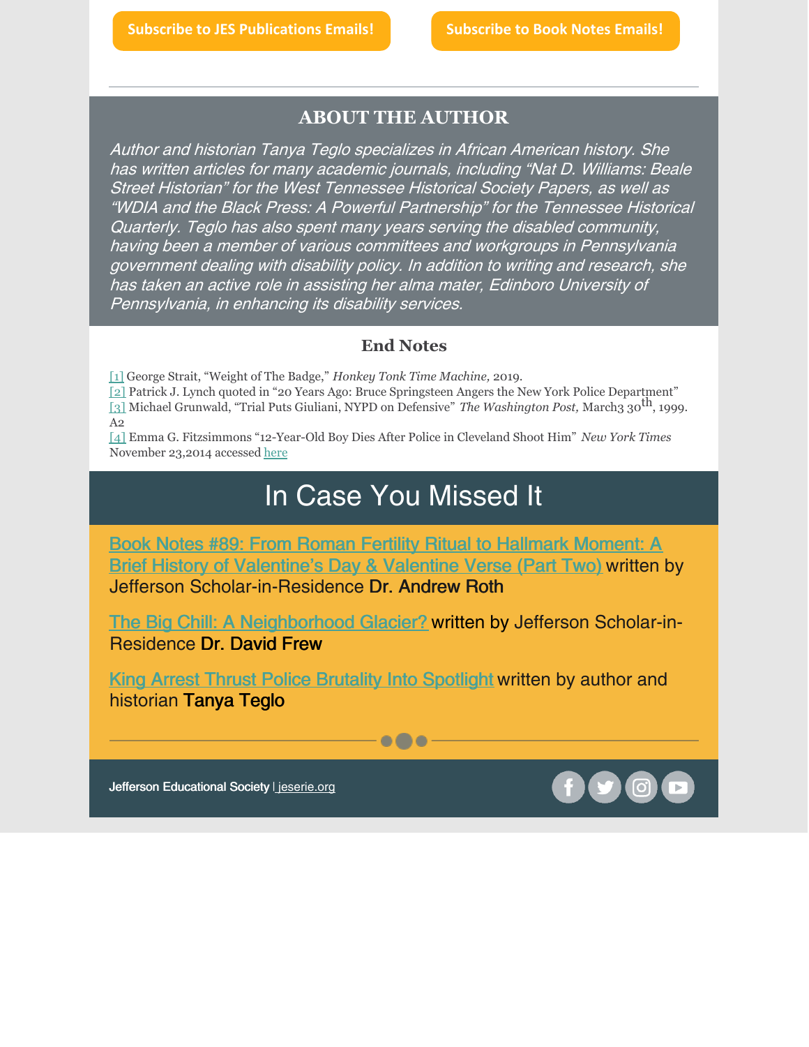Subscribe to JES Publications Emails!

Subscribe to Book Notes Emails!

## ABOUT THE AUTHOR

*Author and historian Tanya Teglo specializes in African American history. She has written articles for many academic journals, including "Nat D. Williams: Beale Street Historian" for the West Tennessee Historical Society Papers, as well as "WDIA and the Black Press: A Powerful Partnership" for the Tennessee Historical Quarterly. Teglo has also spent many years serving the disabled community, having been a member of various committees and workgroups in Pennsylvania government dealing with disability policy. In addition to writing and research, she has taken an active role in assisting her alma mater, Edinboro University of Pennsylvania, in enhancing its disability services.*

### End Notes

[1] George Strait, "Weight of The Badge," *Honkey Tonk Time Machine,* 2019.
[2] Patrick J. Lynch quoted in "20 Years Ago: Bruce Springsteen Angers the New York Police Department"
[3] Michael Grunwald, "Trial Puts Giuliani, NYPD on Defensive" *The Washington Post,* March3 30th, 1999. A2
[4] Emma G. Fitzsimmons "12-Year-Old Boy Dies After Police in Cleveland Shoot Him" *New York Times* November 23,2014 accessed here

## In Case You Missed It

Book Notes #89: From Roman Fertility Ritual to Hallmark Moment: A Brief History of Valentine's Day & Valentine Verse (Part Two) written by Jefferson Scholar-in-Residence **Dr. Andrew Roth**

The Big Chill: A Neighborhood Glacier? written by Jefferson Scholar-in-Residence **Dr. David Frew**

King Arrest Thrust Police Brutality Into Spotlight written by author and historian **Tanya Teglo**

Jefferson Educational Society | jeserie.org